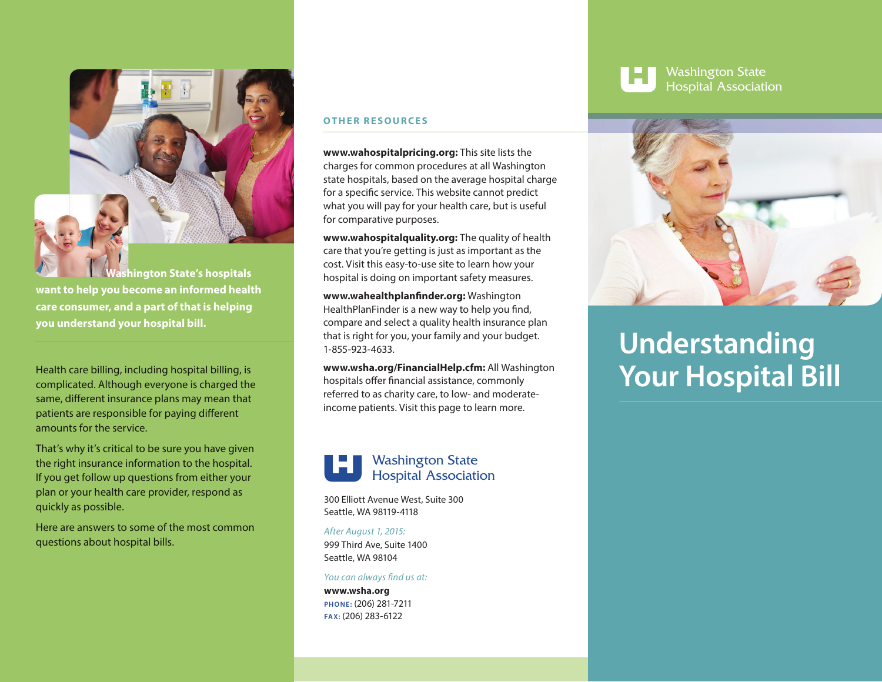Washington State's hospitals want to help you become an informed health care consumer, and a part of that is helping you understand your hospital bill.

Health care billing, including hospital billing, is complicated. Although everyone is charged the same, different insurance plans may mean that patients are responsible for paying different amounts for the service.

That's why it's critical to be sure you have given the right insurance information to the hospital. If you get follow up questions from either your plan or your health care provider, respond as quickly as possible.

Here are answers to some of the most common questions about hospital bills.

## OTHER RESOURCES

**www.wahospitalpricing.org:** This site lists the charges for common procedures at all Washington state hospitals, based on the average hospital charge for a specific service. This website cannot predict what you will pay for your health care, but is useful for comparative purposes.

**www.wahospitalquality.org:** The quality of health care that you're getting is just as important as the cost. Visit this easy-to-use site to learn how your hospital is doing on important safety measures.

**www.wahealthplanfinder.org:** Washington HealthPlanFinder is a new way to help you find, compare and select a quality health insurance plan that is right for you, your family and your budget. 1-855-923-4633.

**www.wsha.org/FinancialHelp.cfm:** All Washington hospitals offer financial assistance, commonly referred to as charity care, to low- and moderate-income patients. Visit this page to learn more.

Washington State Hospital Association

300 Elliott Avenue West, Suite 300
Seattle, WA 98119-4118

*After August 1, 2015:*
999 Third Ave, Suite 1400
Seattle, WA 98104

*You can always find us at:*
**www.wsha.org**
PHONE: (206) 281-7211
FAX: (206) 283-6122

Washington State Hospital Association

# Understanding Your Hospital Bill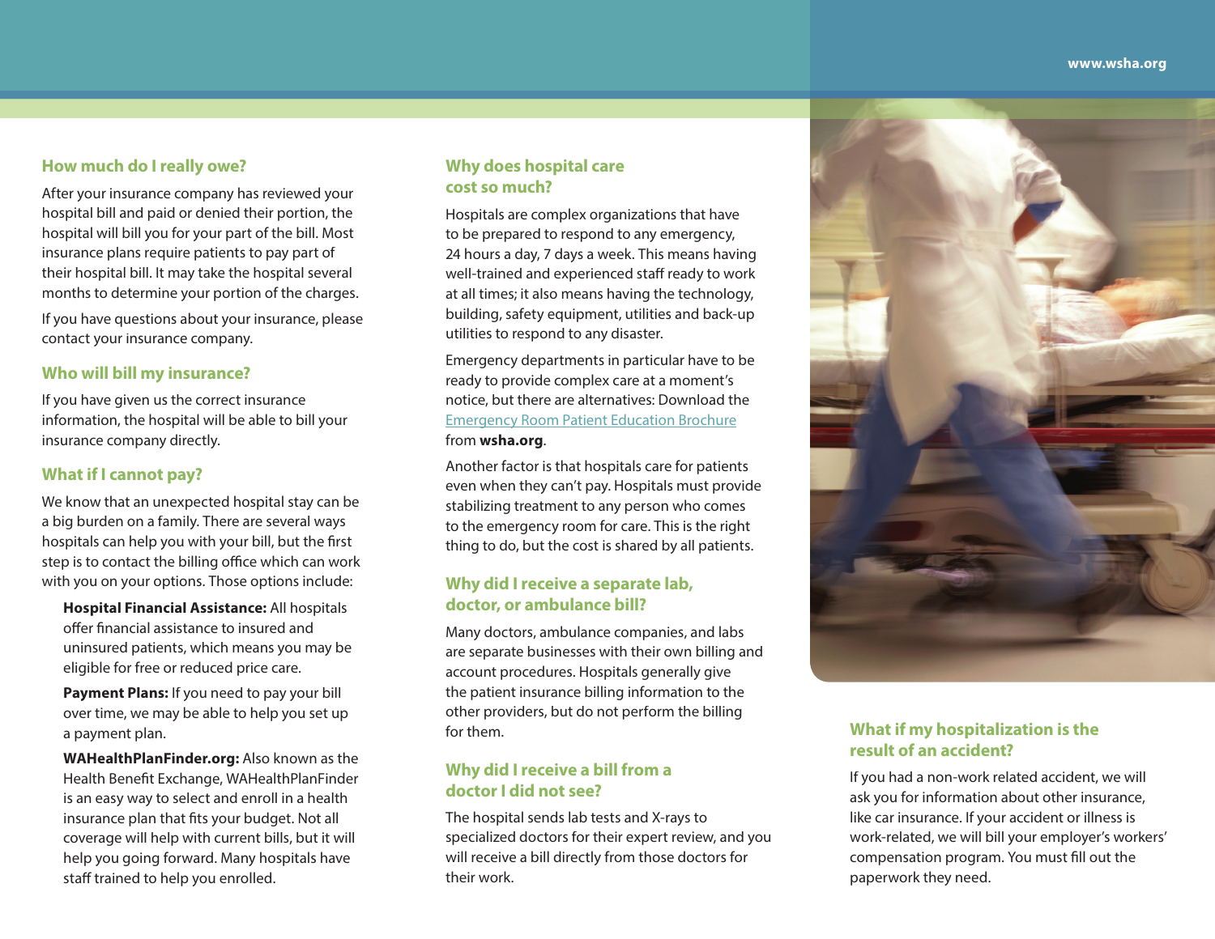## How much do I really owe?

After your insurance company has reviewed your hospital bill and paid or denied their portion, the hospital will bill you for your part of the bill. Most insurance plans require patients to pay part of their hospital bill. It may take the hospital several months to determine your portion of the charges.

If you have questions about your insurance, please contact your insurance company.

## Who will bill my insurance?

If you have given us the correct insurance information, the hospital will be able to bill your insurance company directly.

## What if I cannot pay?

We know that an unexpected hospital stay can be a big burden on a family. There are several ways hospitals can help you with your bill, but the first step is to contact the billing office which can work with you on your options. Those options include:

**Hospital Financial Assistance:** All hospitals offer financial assistance to insured and uninsured patients, which means you may be eligible for free or reduced price care.

**Payment Plans:** If you need to pay your bill over time, we may be able to help you set up a payment plan.

**WAHealthPlanFinder.org:** Also known as the Health Benefit Exchange, WAHealthPlanFinder is an easy way to select and enroll in a health insurance plan that fits your budget. Not all coverage will help with current bills, but it will help you going forward. Many hospitals have staff trained to help you enrolled.

## Why does hospital care cost so much?

Hospitals are complex organizations that have to be prepared to respond to any emergency, 24 hours a day, 7 days a week. This means having well-trained and experienced staff ready to work at all times; it also means having the technology, building, safety equipment, utilities and back-up utilities to respond to any disaster.

Emergency departments in particular have to be ready to provide complex care at a moment's notice, but there are alternatives: Download the Emergency Room Patient Education Brochure from **wsha.org**.

Another factor is that hospitals care for patients even when they can't pay. Hospitals must provide stabilizing treatment to any person who comes to the emergency room for care. This is the right thing to do, but the cost is shared by all patients.

## Why did I receive a separate lab, doctor, or ambulance bill?

Many doctors, ambulance companies, and labs are separate businesses with their own billing and account procedures. Hospitals generally give the patient insurance billing information to the other providers, but do not perform the billing for them.

## Why did I receive a bill from a doctor I did not see?

The hospital sends lab tests and X-rays to specialized doctors for their expert review, and you will receive a bill directly from those doctors for their work.

## What if my hospitalization is the result of an accident?

If you had a non-work related accident, we will ask you for information about other insurance, like car insurance. If your accident or illness is work-related, we will bill your employer's workers' compensation program. You must fill out the paperwork they need.